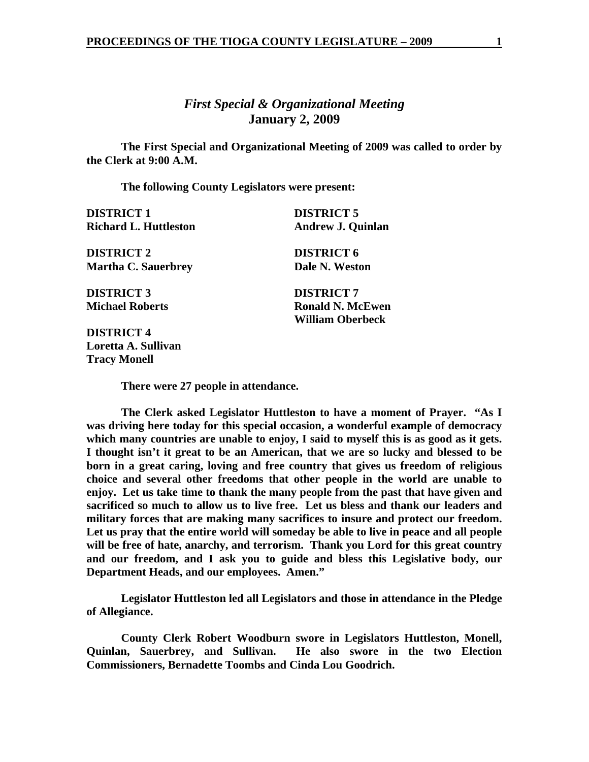## *First Special & Organizational Meeting*

## January 2, 2009

**The First Special and Organizational Meeting of 2009 was called to order by the Clerk at 9:00 A.M.**

**The following County Legislators were present:**

**DISTRICT 1**
**Richard L. Huttleston**

**DISTRICT 2**
**Martha C. Sauerbrey**

**DISTRICT 3**
**Michael Roberts**

**DISTRICT 4**
**Loretta A. Sullivan**
**Tracy Monell**

**DISTRICT 5**
**Andrew J. Quinlan**

**DISTRICT 6**
**Dale N. Weston**

**DISTRICT 7**
**Ronald N. McEwen**
**William Oberbeck**

**There were 27 people in attendance.**

**The Clerk asked Legislator Huttleston to have a moment of Prayer. "As I was driving here today for this special occasion, a wonderful example of democracy which many countries are unable to enjoy, I said to myself this is as good as it gets. I thought isn't it great to be an American, that we are so lucky and blessed to be born in a great caring, loving and free country that gives us freedom of religious choice and several other freedoms that other people in the world are unable to enjoy. Let us take time to thank the many people from the past that have given and sacrificed so much to allow us to live free. Let us bless and thank our leaders and military forces that are making many sacrifices to insure and protect our freedom. Let us pray that the entire world will someday be able to live in peace and all people will be free of hate, anarchy, and terrorism. Thank you Lord for this great country and our freedom, and I ask you to guide and bless this Legislative body, our Department Heads, and our employees. Amen."**

**Legislator Huttleston led all Legislators and those in attendance in the Pledge of Allegiance.**

**County Clerk Robert Woodburn swore in Legislators Huttleston, Monell, Quinlan, Sauerbrey, and Sullivan. He also swore in the two Election Commissioners, Bernadette Toombs and Cinda Lou Goodrich.**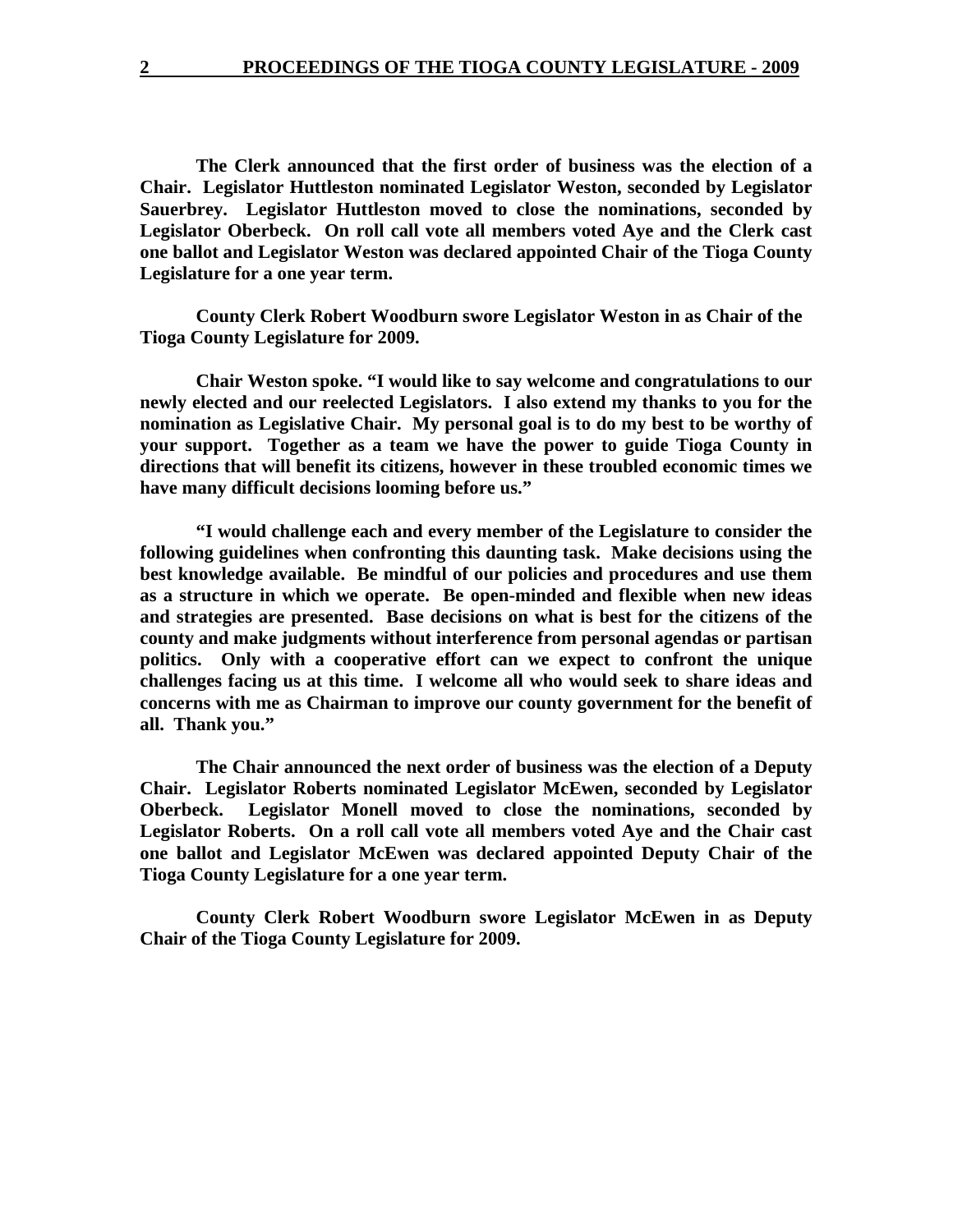**The Clerk announced that the first order of business was the election of a Chair. Legislator Huttleston nominated Legislator Weston, seconded by Legislator Sauerbrey. Legislator Huttleston moved to close the nominations, seconded by Legislator Oberbeck. On roll call vote all members voted Aye and the Clerk cast one ballot and Legislator Weston was declared appointed Chair of the Tioga County Legislature for a one year term.**

**County Clerk Robert Woodburn swore Legislator Weston in as Chair of the Tioga County Legislature for 2009.**

**Chair Weston spoke. "I would like to say welcome and congratulations to our newly elected and our reelected Legislators. I also extend my thanks to you for the nomination as Legislative Chair. My personal goal is to do my best to be worthy of your support. Together as a team we have the power to guide Tioga County in directions that will benefit its citizens, however in these troubled economic times we have many difficult decisions looming before us."**

**"I would challenge each and every member of the Legislature to consider the following guidelines when confronting this daunting task. Make decisions using the best knowledge available. Be mindful of our policies and procedures and use them as a structure in which we operate. Be open-minded and flexible when new ideas and strategies are presented. Base decisions on what is best for the citizens of the county and make judgments without interference from personal agendas or partisan politics. Only with a cooperative effort can we expect to confront the unique challenges facing us at this time. I welcome all who would seek to share ideas and concerns with me as Chairman to improve our county government for the benefit of all. Thank you."**

**The Chair announced the next order of business was the election of a Deputy Chair. Legislator Roberts nominated Legislator McEwen, seconded by Legislator Oberbeck. Legislator Monell moved to close the nominations, seconded by Legislator Roberts. On a roll call vote all members voted Aye and the Chair cast one ballot and Legislator McEwen was declared appointed Deputy Chair of the Tioga County Legislature for a one year term.**

**County Clerk Robert Woodburn swore Legislator McEwen in as Deputy Chair of the Tioga County Legislature for 2009.**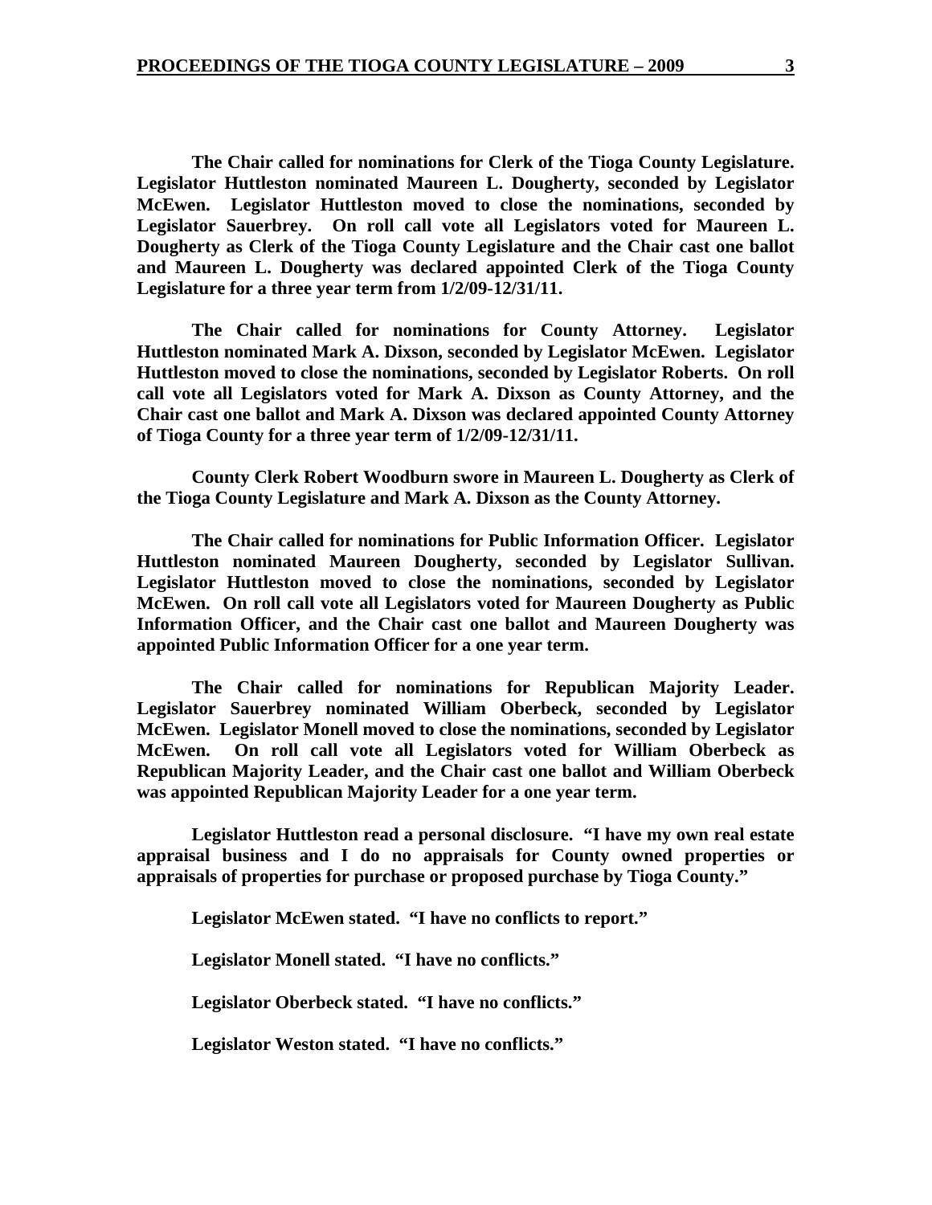**The Chair called for nominations for Clerk of the Tioga County Legislature. Legislator Huttleston nominated Maureen L. Dougherty, seconded by Legislator McEwen. Legislator Huttleston moved to close the nominations, seconded by Legislator Sauerbrey. On roll call vote all Legislators voted for Maureen L. Dougherty as Clerk of the Tioga County Legislature and the Chair cast one ballot and Maureen L. Dougherty was declared appointed Clerk of the Tioga County Legislature for a three year term from 1/2/09-12/31/11.**

**The Chair called for nominations for County Attorney. Legislator Huttleston nominated Mark A. Dixson, seconded by Legislator McEwen. Legislator Huttleston moved to close the nominations, seconded by Legislator Roberts. On roll call vote all Legislators voted for Mark A. Dixson as County Attorney, and the Chair cast one ballot and Mark A. Dixson was declared appointed County Attorney of Tioga County for a three year term of 1/2/09-12/31/11.**

**County Clerk Robert Woodburn swore in Maureen L. Dougherty as Clerk of the Tioga County Legislature and Mark A. Dixson as the County Attorney.**

**The Chair called for nominations for Public Information Officer. Legislator Huttleston nominated Maureen Dougherty, seconded by Legislator Sullivan. Legislator Huttleston moved to close the nominations, seconded by Legislator McEwen. On roll call vote all Legislators voted for Maureen Dougherty as Public Information Officer, and the Chair cast one ballot and Maureen Dougherty was appointed Public Information Officer for a one year term.**

**The Chair called for nominations for Republican Majority Leader. Legislator Sauerbrey nominated William Oberbeck, seconded by Legislator McEwen. Legislator Monell moved to close the nominations, seconded by Legislator McEwen. On roll call vote all Legislators voted for William Oberbeck as Republican Majority Leader, and the Chair cast one ballot and William Oberbeck was appointed Republican Majority Leader for a one year term.**

**Legislator Huttleston read a personal disclosure. "I have my own real estate appraisal business and I do no appraisals for County owned properties or appraisals of properties for purchase or proposed purchase by Tioga County."**

**Legislator McEwen stated. "I have no conflicts to report."**

**Legislator Monell stated. "I have no conflicts."**

**Legislator Oberbeck stated. "I have no conflicts."**

**Legislator Weston stated. "I have no conflicts."**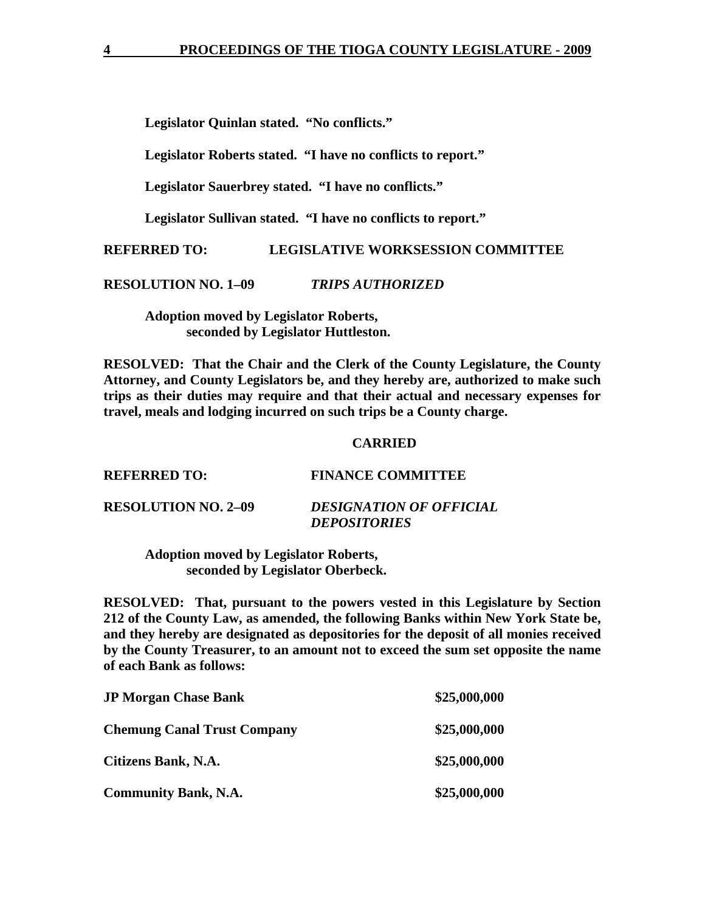**Legislator Quinlan stated. "No conflicts."**

**Legislator Roberts stated. "I have no conflicts to report."**

**Legislator Sauerbrey stated. "I have no conflicts."**

**Legislator Sullivan stated. "I have no conflicts to report."**

**REFERRED TO: LEGISLATIVE WORKSESSION COMMITTEE**

**RESOLUTION NO. 1–09** ***TRIPS AUTHORIZED***

**Adoption moved by Legislator Roberts, seconded by Legislator Huttleston.**

**RESOLVED: That the Chair and the Clerk of the County Legislature, the County Attorney, and County Legislators be, and they hereby are, authorized to make such trips as their duties may require and that their actual and necessary expenses for travel, meals and lodging incurred on such trips be a County charge.**

**CARRIED**

**REFERRED TO: FINANCE COMMITTEE**

**RESOLUTION NO. 2–09** ***DESIGNATION OF OFFICIAL DEPOSITORIES***

**Adoption moved by Legislator Roberts, seconded by Legislator Oberbeck.**

**RESOLVED: That, pursuant to the powers vested in this Legislature by Section 212 of the County Law, as amended, the following Banks within New York State be, and they hereby are designated as depositories for the deposit of all monies received by the County Treasurer, to an amount not to exceed the sum set opposite the name of each Bank as follows:**

| | |
|---|---|
| **JP Morgan Chase Bank** | **$25,000,000** |
| **Chemung Canal Trust Company** | **$25,000,000** |
| **Citizens Bank, N.A.** | **$25,000,000** |
| **Community Bank, N.A.** | **$25,000,000** |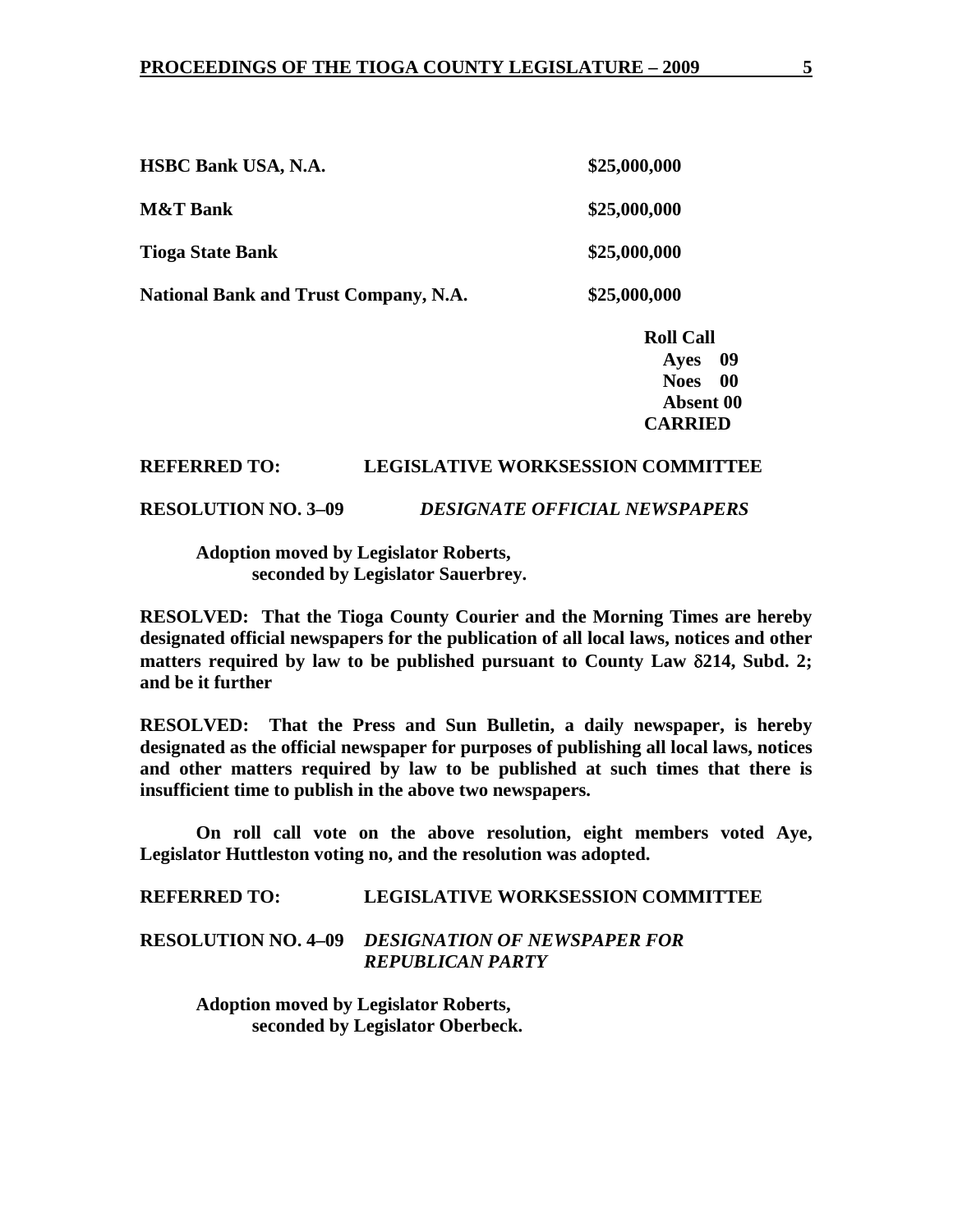| | |
|---|---|
| **HSBC Bank USA, N.A.** | **$25,000,000** |
| **M&T Bank** | **$25,000,000** |
| **Tioga State Bank** | **$25,000,000** |
| **National Bank and Trust Company, N.A.** | **$25,000,000** |

**Roll Call**
**Ayes 09**
**Noes 00**
**Absent 00**
**CARRIED**

**REFERRED TO: LEGISLATIVE WORKSESSION COMMITTEE**

**RESOLUTION NO. 3–09** ***DESIGNATE OFFICIAL NEWSPAPERS***

**Adoption moved by Legislator Roberts, seconded by Legislator Sauerbrey.**

**RESOLVED: That the Tioga County Courier and the Morning Times are hereby designated official newspapers for the publication of all local laws, notices and other matters required by law to be published pursuant to County Law §214, Subd. 2; and be it further**

**RESOLVED: That the Press and Sun Bulletin, a daily newspaper, is hereby designated as the official newspaper for purposes of publishing all local laws, notices and other matters required by law to be published at such times that there is insufficient time to publish in the above two newspapers.**

**On roll call vote on the above resolution, eight members voted Aye, Legislator Huttleston voting no, and the resolution was adopted.**

**REFERRED TO: LEGISLATIVE WORKSESSION COMMITTEE**

**RESOLUTION NO. 4–09** ***DESIGNATION OF NEWSPAPER FOR REPUBLICAN PARTY***

**Adoption moved by Legislator Roberts, seconded by Legislator Oberbeck.**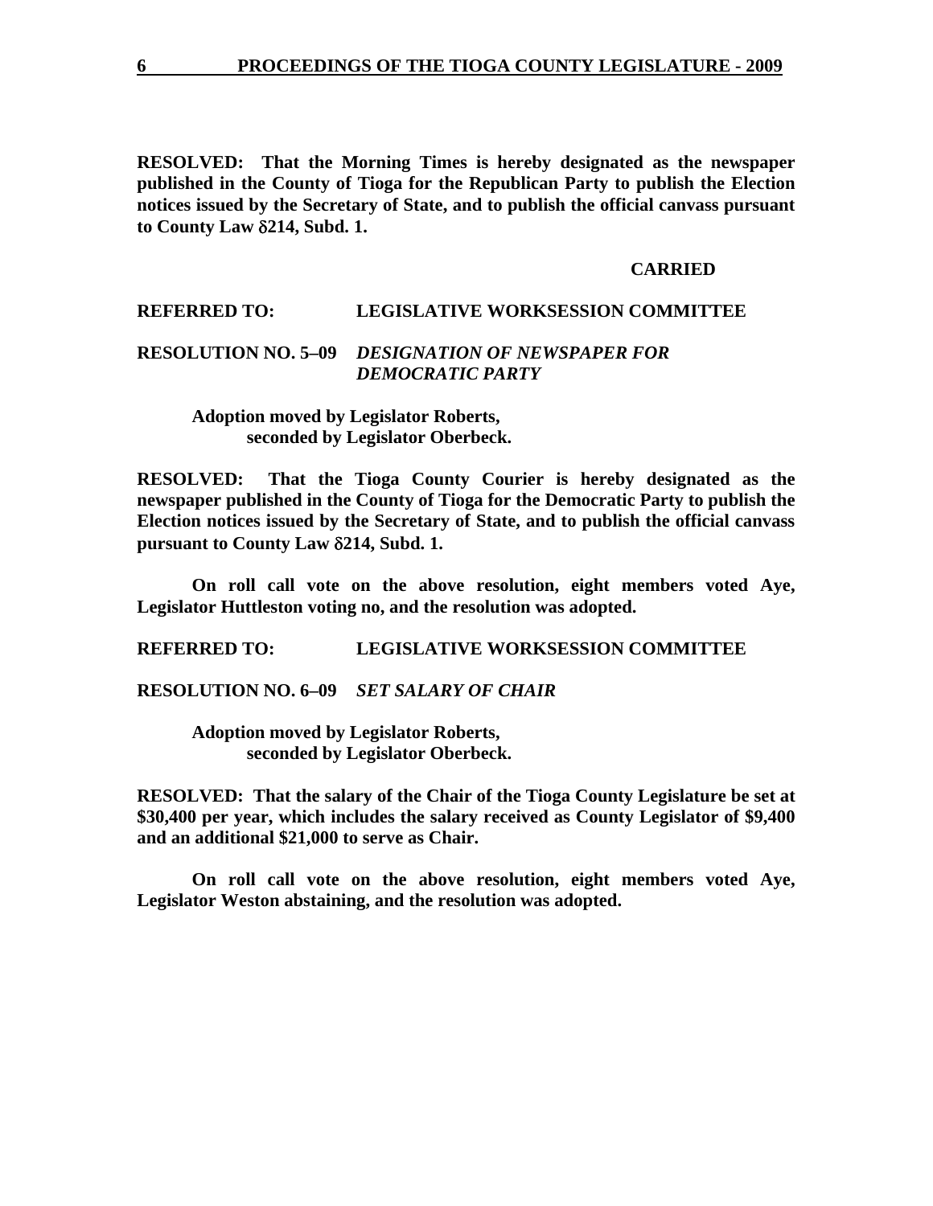**RESOLVED: That the Morning Times is hereby designated as the newspaper published in the County of Tioga for the Republican Party to publish the Election notices issued by the Secretary of State, and to publish the official canvass pursuant to County Law δ214, Subd. 1.**

**CARRIED**

**REFERRED TO: LEGISLATIVE WORKSESSION COMMITTEE**

**RESOLUTION NO. 5–09 *DESIGNATION OF NEWSPAPER FOR DEMOCRATIC PARTY***

**Adoption moved by Legislator Roberts, seconded by Legislator Oberbeck.**

**RESOLVED: That the Tioga County Courier is hereby designated as the newspaper published in the County of Tioga for the Democratic Party to publish the Election notices issued by the Secretary of State, and to publish the official canvass pursuant to County Law δ214, Subd. 1.**

**On roll call vote on the above resolution, eight members voted Aye, Legislator Huttleston voting no, and the resolution was adopted.**

**REFERRED TO: LEGISLATIVE WORKSESSION COMMITTEE**

**RESOLUTION NO. 6–09 *SET SALARY OF CHAIR***

**Adoption moved by Legislator Roberts, seconded by Legislator Oberbeck.**

**RESOLVED: That the salary of the Chair of the Tioga County Legislature be set at $30,400 per year, which includes the salary received as County Legislator of $9,400 and an additional $21,000 to serve as Chair.**

**On roll call vote on the above resolution, eight members voted Aye, Legislator Weston abstaining, and the resolution was adopted.**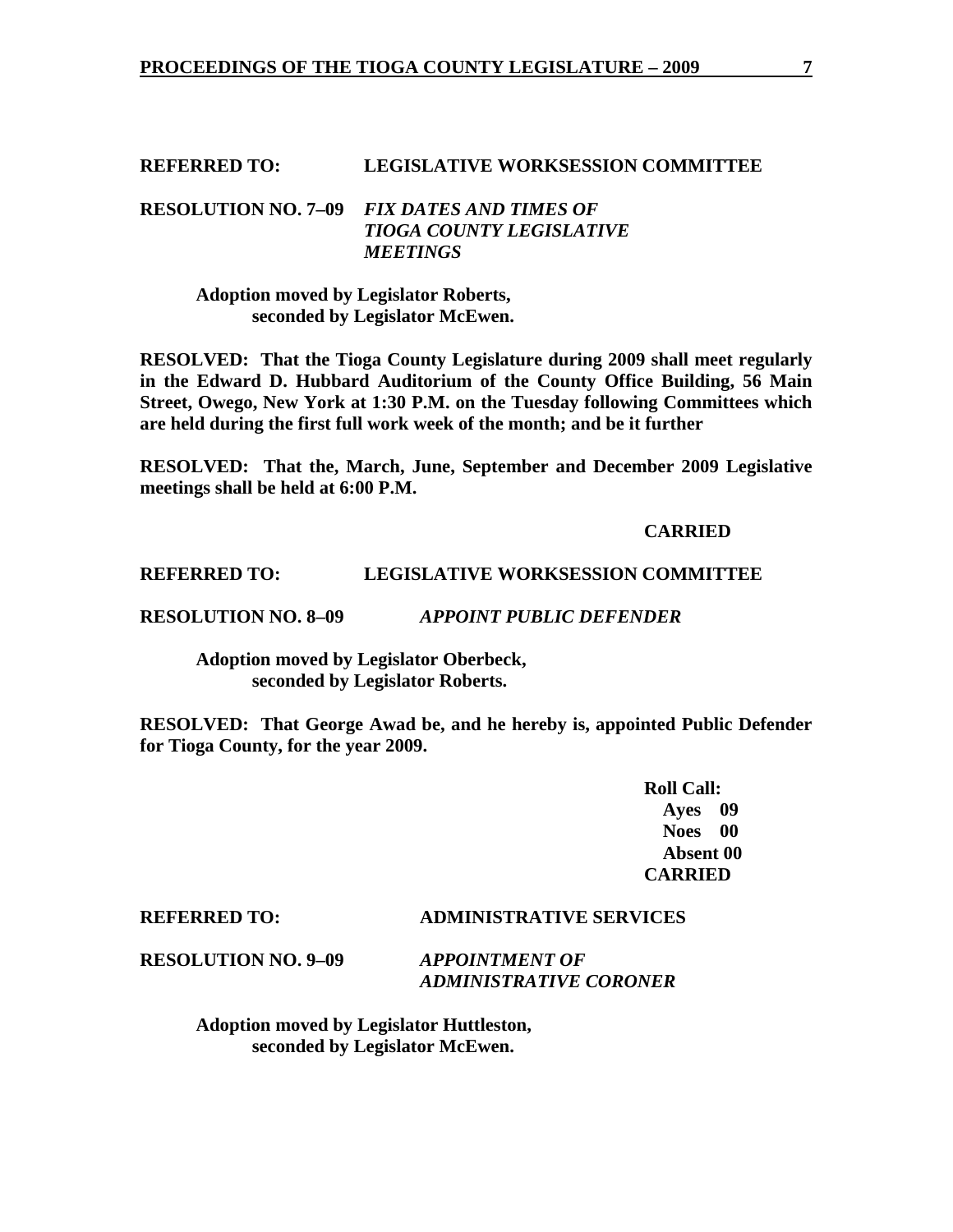**REFERRED TO: LEGISLATIVE WORKSESSION COMMITTEE**

**RESOLUTION NO. 7–09** ***FIX DATES AND TIMES OF TIOGA COUNTY LEGISLATIVE MEETINGS***

**Adoption moved by Legislator Roberts, seconded by Legislator McEwen.**

**RESOLVED: That the Tioga County Legislature during 2009 shall meet regularly in the Edward D. Hubbard Auditorium of the County Office Building, 56 Main Street, Owego, New York at 1:30 P.M. on the Tuesday following Committees which are held during the first full work week of the month; and be it further**

**RESOLVED: That the, March, June, September and December 2009 Legislative meetings shall be held at 6:00 P.M.**

**CARRIED**

**REFERRED TO: LEGISLATIVE WORKSESSION COMMITTEE**

**RESOLUTION NO. 8–09** ***APPOINT PUBLIC DEFENDER***

**Adoption moved by Legislator Oberbeck, seconded by Legislator Roberts.**

**RESOLVED: That George Awad be, and he hereby is, appointed Public Defender for Tioga County, for the year 2009.**

**Roll Call:**
**Ayes 09**
**Noes 00**
**Absent 00**
**CARRIED**

**REFERRED TO: ADMINISTRATIVE SERVICES**

**RESOLUTION NO. 9–09** ***APPOINTMENT OF ADMINISTRATIVE CORONER***

**Adoption moved by Legislator Huttleston, seconded by Legislator McEwen.**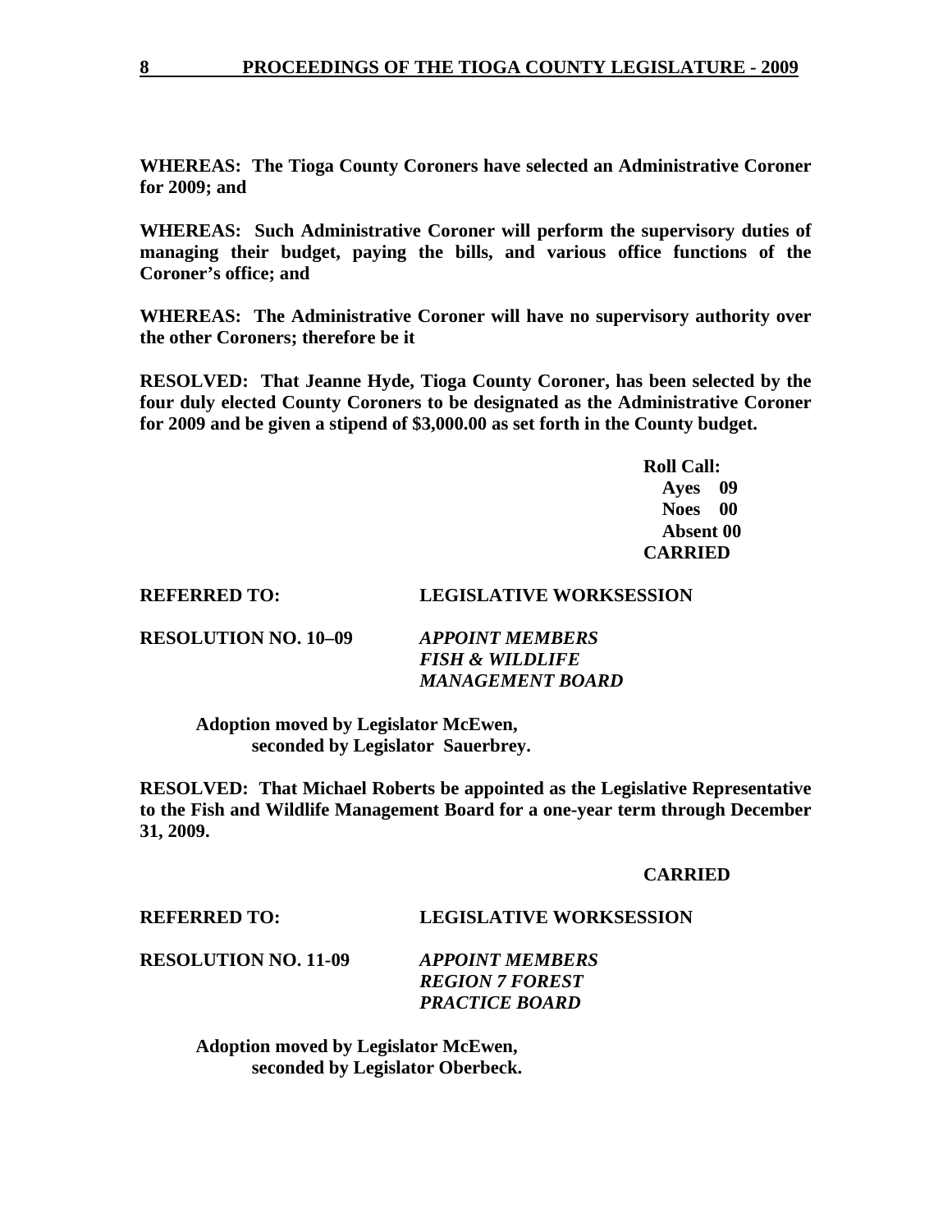**WHEREAS: The Tioga County Coroners have selected an Administrative Coroner for 2009; and**

**WHEREAS: Such Administrative Coroner will perform the supervisory duties of managing their budget, paying the bills, and various office functions of the Coroner's office; and**

**WHEREAS: The Administrative Coroner will have no supervisory authority over the other Coroners; therefore be it**

**RESOLVED: That Jeanne Hyde, Tioga County Coroner, has been selected by the four duly elected County Coroners to be designated as the Administrative Coroner for 2009 and be given a stipend of $3,000.00 as set forth in the County budget.**

**Roll Call:**
**Ayes 09**
**Noes 00**
**Absent 00**
**CARRIED**

**REFERRED TO: LEGISLATIVE WORKSESSION**

**RESOLUTION NO. 10–09** ***APPOINT MEMBERS FISH & WILDLIFE MANAGEMENT BOARD***

**Adoption moved by Legislator McEwen, seconded by Legislator Sauerbrey.**

**RESOLVED: That Michael Roberts be appointed as the Legislative Representative to the Fish and Wildlife Management Board for a one-year term through December 31, 2009.**

**CARRIED**

**REFERRED TO: LEGISLATIVE WORKSESSION**

**RESOLUTION NO. 11-09** ***APPOINT MEMBERS REGION 7 FOREST PRACTICE BOARD***

**Adoption moved by Legislator McEwen, seconded by Legislator Oberbeck.**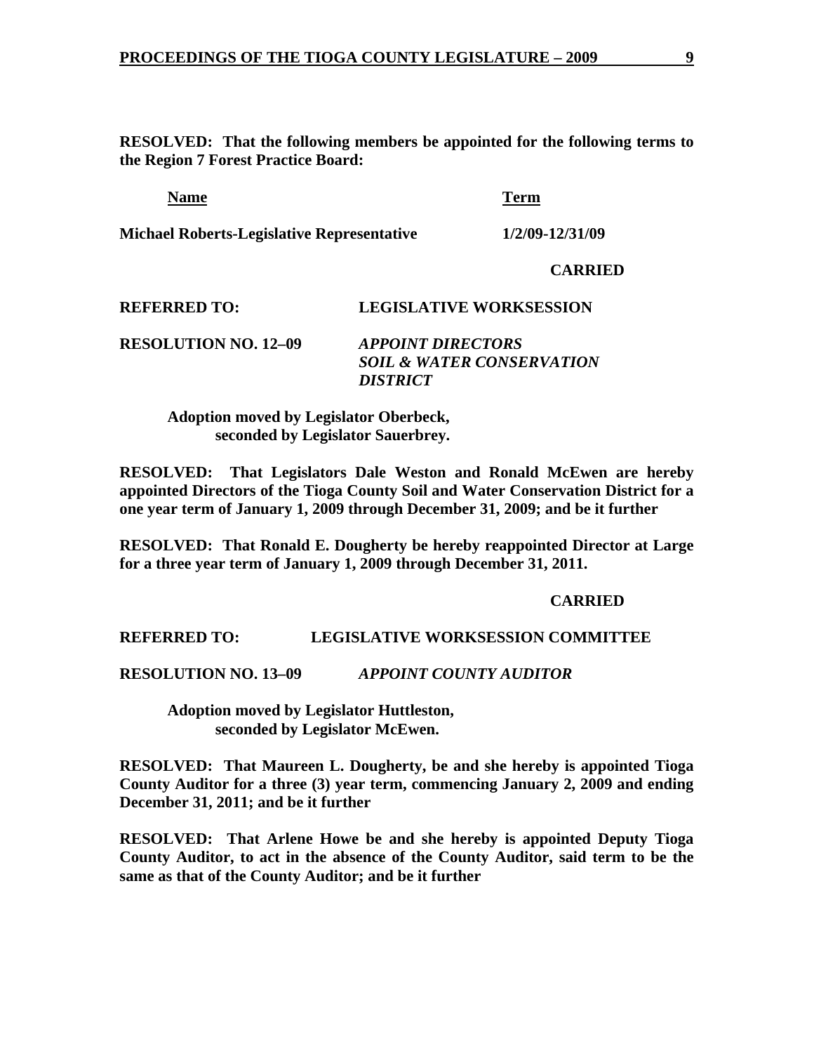**RESOLVED: That the following members be appointed for the following terms to the Region 7 Forest Practice Board:**

| Name | Term |
| --- | --- |
| **Michael Roberts-Legislative Representative** | **1/2/09-12/31/09** |

**CARRIED**

**REFERRED TO: LEGISLATIVE WORKSESSION**

**RESOLUTION NO. 12–09** ***APPOINT DIRECTORS SOIL & WATER CONSERVATION DISTRICT***

**Adoption moved by Legislator Oberbeck, seconded by Legislator Sauerbrey.**

**RESOLVED: That Legislators Dale Weston and Ronald McEwen are hereby appointed Directors of the Tioga County Soil and Water Conservation District for a one year term of January 1, 2009 through December 31, 2009; and be it further**

**RESOLVED: That Ronald E. Dougherty be hereby reappointed Director at Large for a three year term of January 1, 2009 through December 31, 2011.**

**CARRIED**

**REFERRED TO: LEGISLATIVE WORKSESSION COMMITTEE**

**RESOLUTION NO. 13–09** ***APPOINT COUNTY AUDITOR***

**Adoption moved by Legislator Huttleston, seconded by Legislator McEwen.**

**RESOLVED: That Maureen L. Dougherty, be and she hereby is appointed Tioga County Auditor for a three (3) year term, commencing January 2, 2009 and ending December 31, 2011; and be it further**

**RESOLVED: That Arlene Howe be and she hereby is appointed Deputy Tioga County Auditor, to act in the absence of the County Auditor, said term to be the same as that of the County Auditor; and be it further**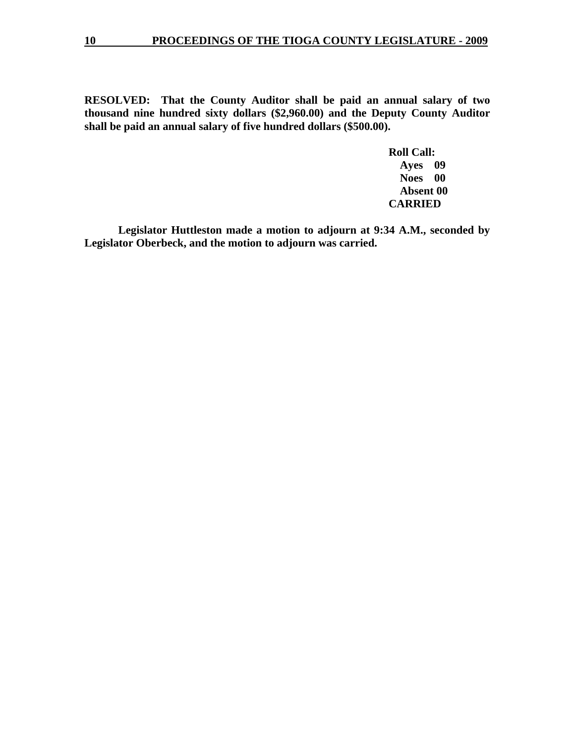**RESOLVED: That the County Auditor shall be paid an annual salary of two thousand nine hundred sixty dollars ($2,960.00) and the Deputy County Auditor shall be paid an annual salary of five hundred dollars ($500.00).**

**Roll Call:**
**Ayes 09**
**Noes 00**
**Absent 00**
**CARRIED**

**Legislator Huttleston made a motion to adjourn at 9:34 A.M., seconded by Legislator Oberbeck, and the motion to adjourn was carried.**